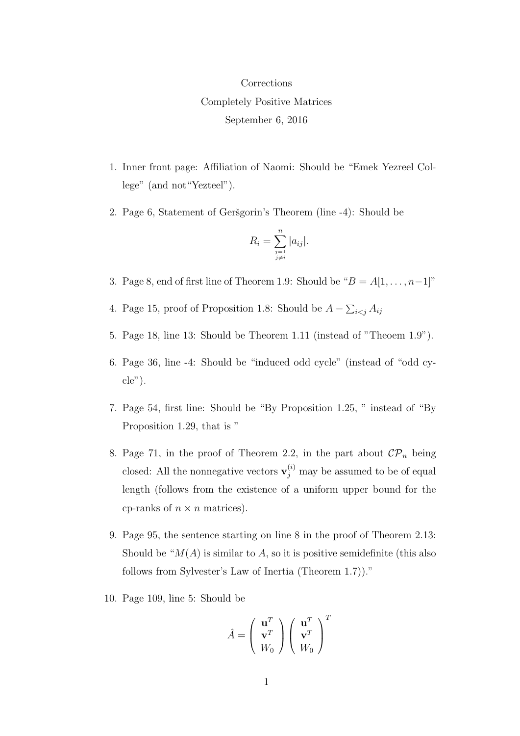Corrections

Completely Positive Matrices

September 6, 2016

1. Inner front page: Affiliation of Naomi: Should be "Emek Yezreel College" (and not"Yezteel").

2. Page 6, Statement of Geršgorin's Theorem (line -4): Should be

$$R_i = \sum_{\substack{j=1 \\ j \neq i}}^{n} |a_{ij}|.$$

3. Page 8, end of first line of Theorem 1.9: Should be "$B = A[1, \ldots, n-1]$"

4. Page 15, proof of Proposition 1.8: Should be $A - \sum_{i<j} A_{ij}$

5. Page 18, line 13: Should be Theorem 1.11 (instead of "Theoem 1.9").

6. Page 36, line -4: Should be "induced odd cycle" (instead of "odd cycle").

7. Page 54, first line: Should be "By Proposition 1.25, " instead of "By Proposition 1.29, that is "

8. Page 71, in the proof of Theorem 2.2, in the part about $\mathcal{CP}_n$ being closed: All the nonnegative vectors $\mathbf{v}_j^{(i)}$ may be assumed to be of equal length (follows from the existence of a uniform upper bound for the cp-ranks of $n \times n$ matrices).

9. Page 95, the sentence starting on line 8 in the proof of Theorem 2.13: Should be "$M(A)$ is similar to $A$, so it is positive semidefinite (this also follows from Sylvester's Law of Inertia (Theorem 1.7))."

10. Page 109, line 5: Should be

$$\hat{A} = \begin{pmatrix} \mathbf{u}^T \\ \mathbf{v}^T \\ W_0 \end{pmatrix} \begin{pmatrix} \mathbf{u}^T \\ \mathbf{v}^T \\ W_0 \end{pmatrix}^T$$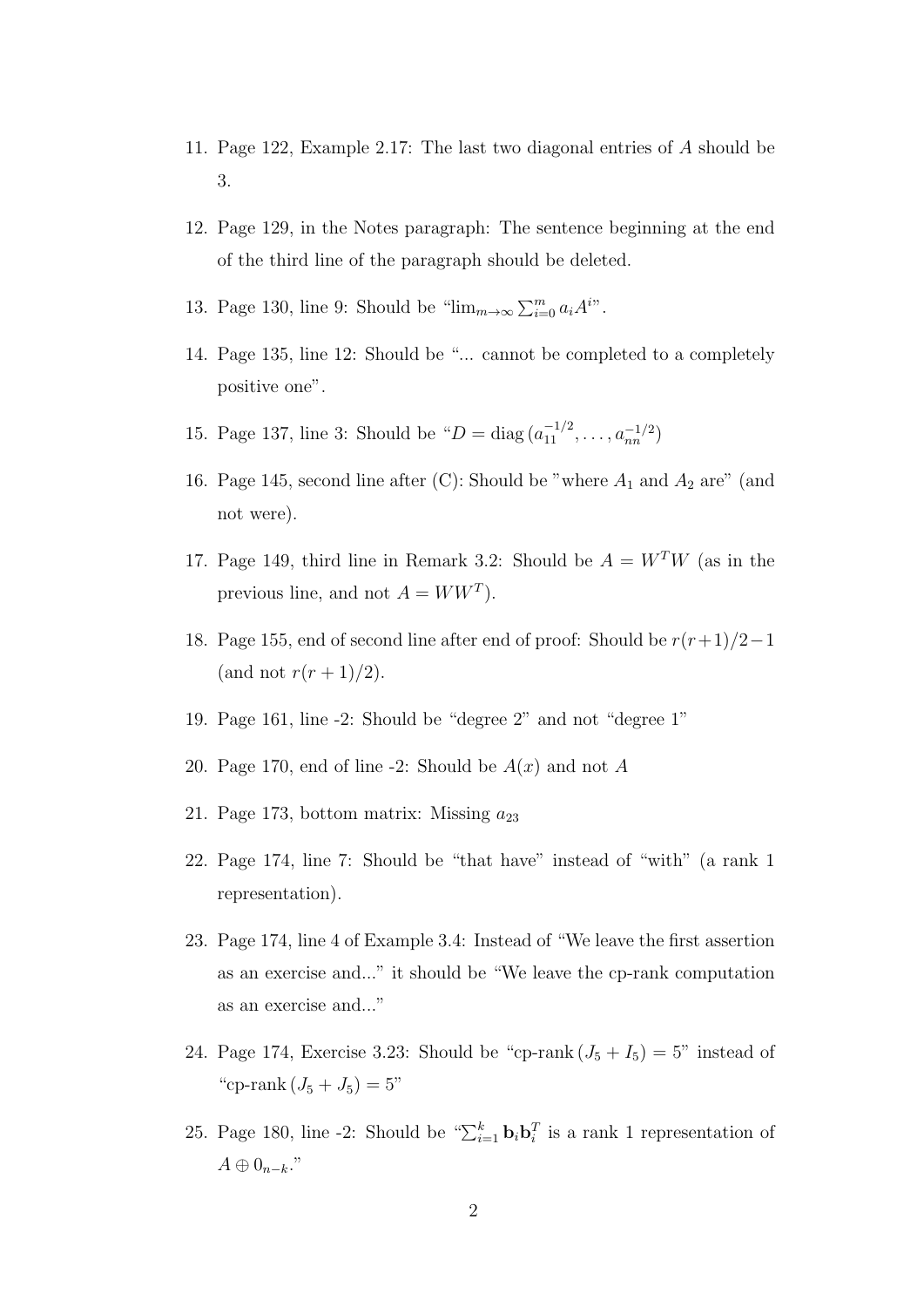11. Page 122, Example 2.17: The last two diagonal entries of $A$ should be 3.

12. Page 129, in the Notes paragraph: The sentence beginning at the end of the third line of the paragraph should be deleted.

13. Page 130, line 9: Should be "$\lim_{m\to\infty} \sum_{i=0}^{m} a_i A^i$".

14. Page 135, line 12: Should be "... cannot be completed to a completely positive one".

15. Page 137, line 3: Should be "$D = \text{diag}\,(a_{11}^{-1/2}, \ldots, a_{nn}^{-1/2})$

16. Page 145, second line after (C): Should be "where $A_1$ and $A_2$ are" (and not were).

17. Page 149, third line in Remark 3.2: Should be $A = W^T W$ (as in the previous line, and not $A = WW^T$).

18. Page 155, end of second line after end of proof: Should be $r(r+1)/2-1$ (and not $r(r+1)/2$).

19. Page 161, line -2: Should be "degree 2" and not "degree 1"

20. Page 170, end of line -2: Should be $A(x)$ and not $A$

21. Page 173, bottom matrix: Missing $a_{23}$

22. Page 174, line 7: Should be "that have" instead of "with" (a rank 1 representation).

23. Page 174, line 4 of Example 3.4: Instead of "We leave the first assertion as an exercise and..." it should be "We leave the cp-rank computation as an exercise and..."

24. Page 174, Exercise 3.23: Should be "cp-rank$\,(J_5 + I_5) = 5$" instead of "cp-rank$\,(J_5 + J_5) = 5$"

25. Page 180, line -2: Should be "$\sum_{i=1}^{k} \mathbf{b}_i \mathbf{b}_i^T$ is a rank 1 representation of $A \oplus 0_{n-k}$."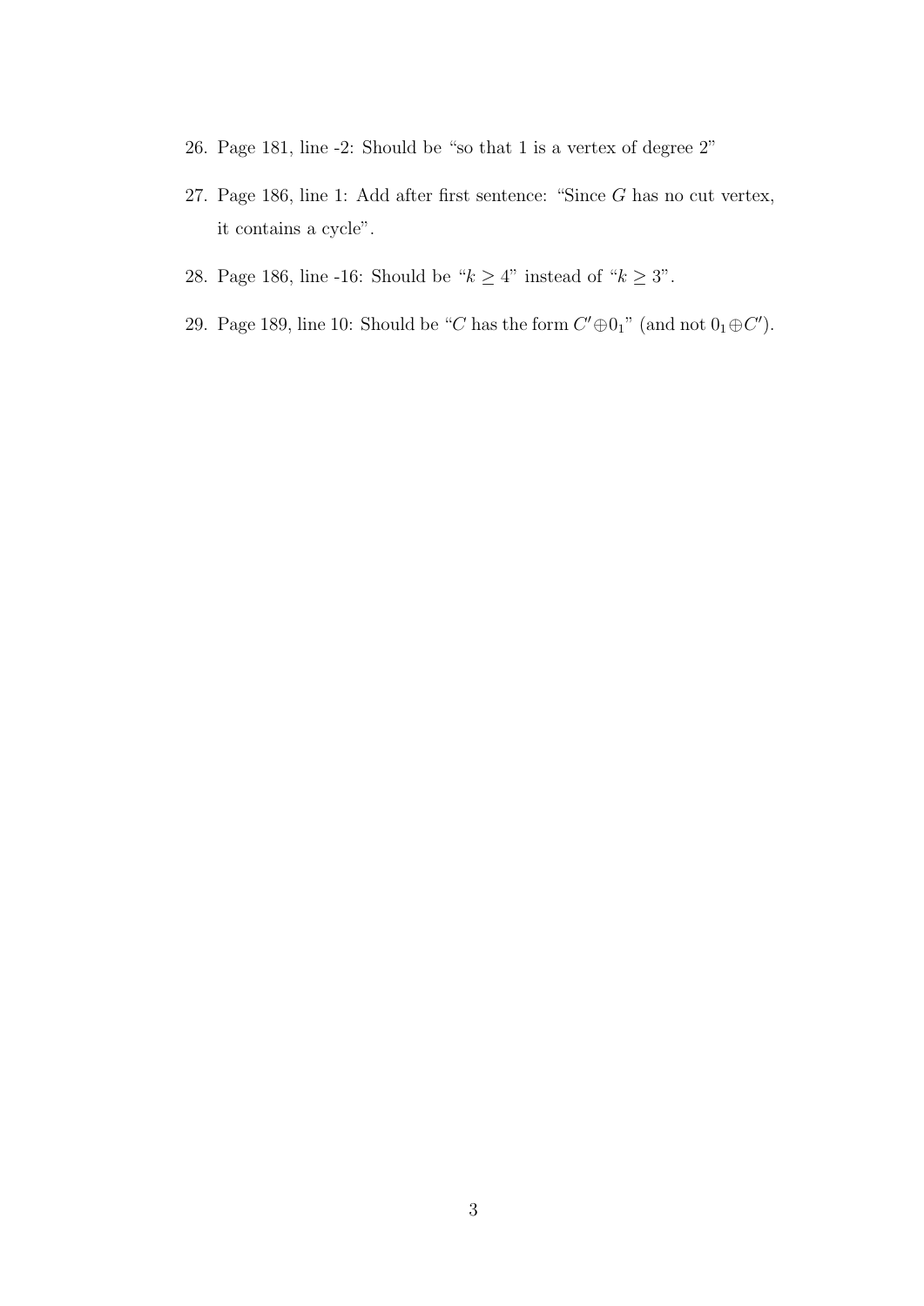26. Page 181, line -2: Should be "so that 1 is a vertex of degree 2"

27. Page 186, line 1: Add after first sentence: "Since $G$ has no cut vertex, it contains a cycle".

28. Page 186, line -16: Should be "$k \geq 4$" instead of "$k \geq 3$".

29. Page 189, line 10: Should be "$C$ has the form $C' \oplus 0_1$" (and not $0_1 \oplus C'$).